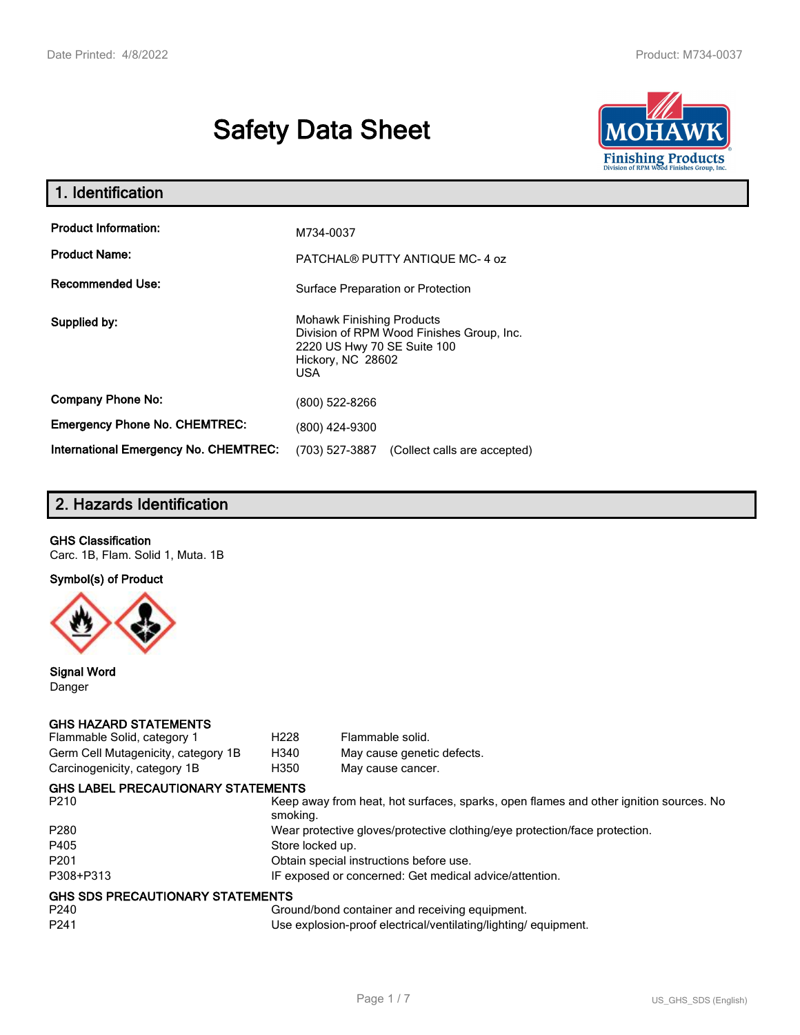# Safety Data Sheet

## 1. Identification

| | |
|---|---|
| **Product Information:** | M734-0037 |
| **Product Name:** | PATCHAL® PUTTY ANTIQUE MC- 4 oz |
| **Recommended Use:** | Surface Preparation or Protection |
| **Supplied by:** | Mohawk Finishing Products<br>Division of RPM Wood Finishes Group, Inc.<br>2220 US Hwy 70 SE Suite 100<br>Hickory, NC 28602<br>USA |
| **Company Phone No:** | (800) 522-8266 |
| **Emergency Phone No. CHEMTREC:** | (800) 424-9300 |
| **International Emergency No. CHEMTREC:** | (703) 527-3887 (Collect calls are accepted) |

## 2. Hazards Identification

**GHS Classification**

Carc. 1B, Flam. Solid 1, Muta. 1B

**Symbol(s) of Product**

**Signal Word**

Danger

**GHS HAZARD STATEMENTS**

| | | |
|---|---|---|
| Flammable Solid, category 1 | H228 | Flammable solid. |
| Germ Cell Mutagenicity, category 1B | H340 | May cause genetic defects. |
| Carcinogenicity, category 1B | H350 | May cause cancer. |

**GHS LABEL PRECAUTIONARY STATEMENTS**

| | |
|---|---|
| P210 | Keep away from heat, hot surfaces, sparks, open flames and other ignition sources. No smoking. |
| P280 | Wear protective gloves/protective clothing/eye protection/face protection. |
| P405 | Store locked up. |
| P201 | Obtain special instructions before use. |
| P308+P313 | IF exposed or concerned: Get medical advice/attention. |

**GHS SDS PRECAUTIONARY STATEMENTS**

| | |
|---|---|
| P240 | Ground/bond container and receiving equipment. |
| P241 | Use explosion-proof electrical/ventilating/lighting/ equipment. |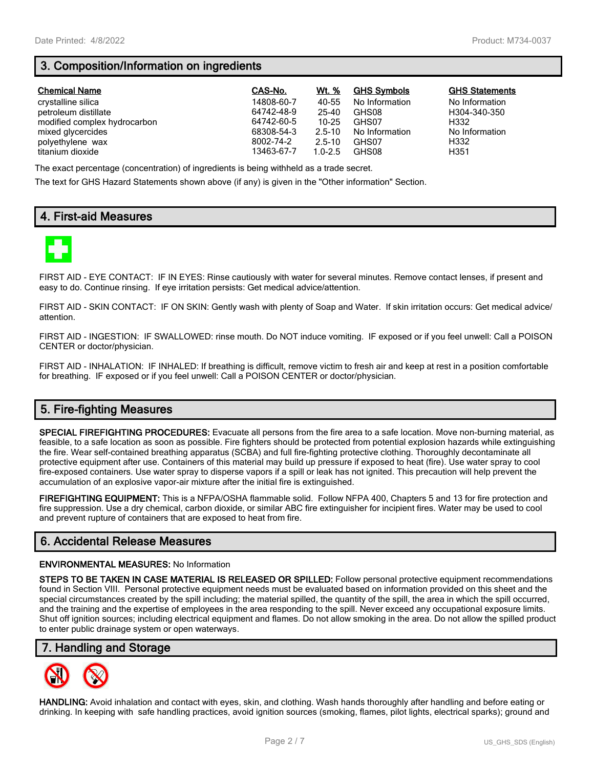## 3. Composition/Information on ingredients

| Chemical Name | CAS-No. | Wt. % | GHS Symbols | GHS Statements |
|---|---|---|---|---|
| crystalline silica | 14808-60-7 | 40-55 | No Information | No Information |
| petroleum distillate | 64742-48-9 | 25-40 | GHS08 | H304-340-350 |
| modified complex hydrocarbon | 64742-60-5 | 10-25 | GHS07 | H332 |
| mixed glycercides | 68308-54-3 | 2.5-10 | No Information | No Information |
| polyethylene wax | 8002-74-2 | 2.5-10 | GHS07 | H332 |
| titanium dioxide | 13463-67-7 | 1.0-2.5 | GHS08 | H351 |

The exact percentage (concentration) of ingredients is being withheld as a trade secret.

The text for GHS Hazard Statements shown above (if any) is given in the "Other information" Section.

## 4. First-aid Measures

FIRST AID - EYE CONTACT: IF IN EYES: Rinse cautiously with water for several minutes. Remove contact lenses, if present and easy to do. Continue rinsing. If eye irritation persists: Get medical advice/attention.

FIRST AID - SKIN CONTACT: IF ON SKIN: Gently wash with plenty of Soap and Water. If skin irritation occurs: Get medical advice/ attention.

FIRST AID - INGESTION: IF SWALLOWED: rinse mouth. Do NOT induce vomiting. IF exposed or if you feel unwell: Call a POISON CENTER or doctor/physician.

FIRST AID - INHALATION: IF INHALED: If breathing is difficult, remove victim to fresh air and keep at rest in a position comfortable for breathing. IF exposed or if you feel unwell: Call a POISON CENTER or doctor/physician.

## 5. Fire-fighting Measures

**SPECIAL FIREFIGHTING PROCEDURES:** Evacuate all persons from the fire area to a safe location. Move non-burning material, as feasible, to a safe location as soon as possible. Fire fighters should be protected from potential explosion hazards while extinguishing the fire. Wear self-contained breathing apparatus (SCBA) and full fire-fighting protective clothing. Thoroughly decontaminate all protective equipment after use. Containers of this material may build up pressure if exposed to heat (fire). Use water spray to cool fire-exposed containers. Use water spray to disperse vapors if a spill or leak has not ignited. This precaution will help prevent the accumulation of an explosive vapor-air mixture after the initial fire is extinguished.

**FIREFIGHTING EQUIPMENT:** This is a NFPA/OSHA flammable solid. Follow NFPA 400, Chapters 5 and 13 for fire protection and fire suppression. Use a dry chemical, carbon dioxide, or similar ABC fire extinguisher for incipient fires. Water may be used to cool and prevent rupture of containers that are exposed to heat from fire.

## 6. Accidental Release Measures

**ENVIRONMENTAL MEASURES:** No Information

**STEPS TO BE TAKEN IN CASE MATERIAL IS RELEASED OR SPILLED:** Follow personal protective equipment recommendations found in Section VIII. Personal protective equipment needs must be evaluated based on information provided on this sheet and the special circumstances created by the spill including; the material spilled, the quantity of the spill, the area in which the spill occurred, and the training and the expertise of employees in the area responding to the spill. Never exceed any occupational exposure limits. Shut off ignition sources; including electrical equipment and flames. Do not allow smoking in the area. Do not allow the spilled product to enter public drainage system or open waterways.

## 7. Handling and Storage

**HANDLING:** Avoid inhalation and contact with eyes, skin, and clothing. Wash hands thoroughly after handling and before eating or drinking. In keeping with safe handling practices, avoid ignition sources (smoking, flames, pilot lights, electrical sparks); ground and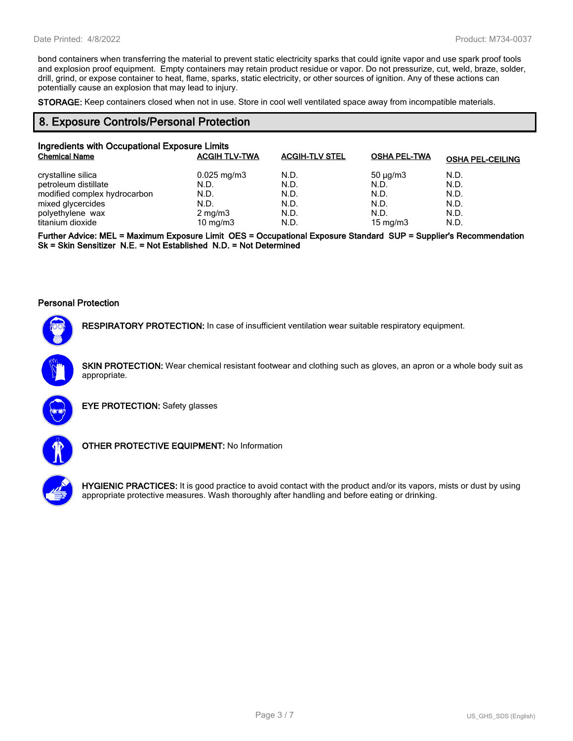bond containers when transferring the material to prevent static electricity sparks that could ignite vapor and use spark proof tools and explosion proof equipment. Empty containers may retain product residue or vapor. Do not pressurize, cut, weld, braze, solder, drill, grind, or expose container to heat, flame, sparks, static electricity, or other sources of ignition. Any of these actions can potentially cause an explosion that may lead to injury.

**STORAGE:** Keep containers closed when not in use. Store in cool well ventilated space away from incompatible materials.

## 8. Exposure Controls/Personal Protection

### Ingredients with Occupational Exposure Limits

| Chemical Name | ACGIH TLV-TWA | ACGIH-TLV STEL | OSHA PEL-TWA | OSHA PEL-CEILING |
|---|---|---|---|---|
| crystalline silica | 0.025 mg/m3 | N.D. | 50 µg/m3 | N.D. |
| petroleum distillate | N.D. | N.D. | N.D. | N.D. |
| modified complex hydrocarbon | N.D. | N.D. | N.D. | N.D. |
| mixed glycercides | N.D. | N.D. | N.D. | N.D. |
| polyethylene wax | 2 mg/m3 | N.D. | N.D. | N.D. |
| titanium dioxide | 10 mg/m3 | N.D. | 15 mg/m3 | N.D. |

**Further Advice: MEL = Maximum Exposure Limit OES = Occupational Exposure Standard SUP = Supplier's Recommendation Sk = Skin Sensitizer N.E. = Not Established N.D. = Not Determined**

### Personal Protection

**RESPIRATORY PROTECTION:** In case of insufficient ventilation wear suitable respiratory equipment.

**SKIN PROTECTION:** Wear chemical resistant footwear and clothing such as gloves, an apron or a whole body suit as appropriate.

**EYE PROTECTION:** Safety glasses

**OTHER PROTECTIVE EQUIPMENT:** No Information

**HYGIENIC PRACTICES:** It is good practice to avoid contact with the product and/or its vapors, mists or dust by using appropriate protective measures. Wash thoroughly after handling and before eating or drinking.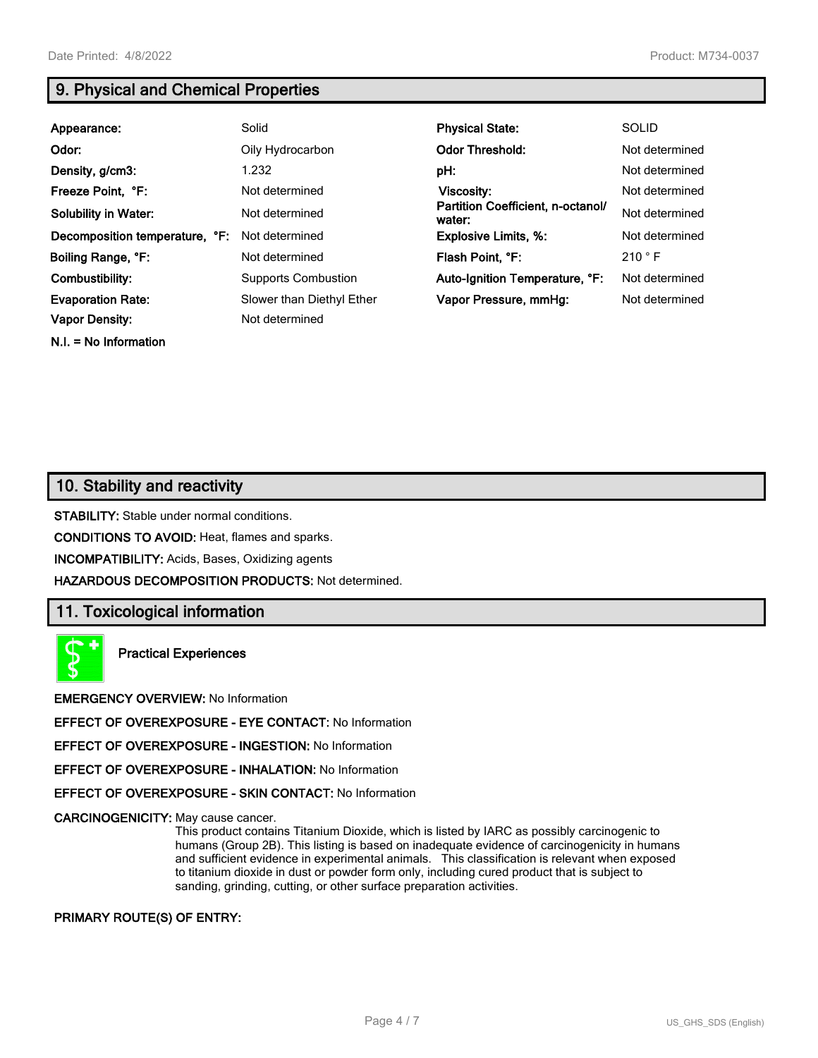## 9. Physical and Chemical Properties

| | | | |
|---|---|---|---|
| **Appearance:** | Solid | **Physical State:** | SOLID |
| **Odor:** | Oily Hydrocarbon | **Odor Threshold:** | Not determined |
| **Density, g/cm3:** | 1.232 | **pH:** | Not determined |
| **Freeze Point, °F:** | Not determined | **Viscosity:** | Not determined |
| **Solubility in Water:** | Not determined | **Partition Coefficient, n-octanol/ water:** | Not determined |
| **Decomposition temperature, °F:** | Not determined | **Explosive Limits, %:** | Not determined |
| **Boiling Range, °F:** | Not determined | **Flash Point, °F:** | 210 ° F |
| **Combustibility:** | Supports Combustion | **Auto-Ignition Temperature, °F:** | Not determined |
| **Evaporation Rate:** | Slower than Diethyl Ether | **Vapor Pressure, mmHg:** | Not determined |
| **Vapor Density:** | Not determined | | |

**N.I. = No Information**

## 10. Stability and reactivity

**STABILITY:** Stable under normal conditions.

**CONDITIONS TO AVOID:** Heat, flames and sparks.

**INCOMPATIBILITY:** Acids, Bases, Oxidizing agents

**HAZARDOUS DECOMPOSITION PRODUCTS:** Not determined.

## 11. Toxicological information

**Practical Experiences**

**EMERGENCY OVERVIEW:** No Information

**EFFECT OF OVEREXPOSURE - EYE CONTACT:** No Information

**EFFECT OF OVEREXPOSURE - INGESTION:** No Information

**EFFECT OF OVEREXPOSURE - INHALATION:** No Information

**EFFECT OF OVEREXPOSURE - SKIN CONTACT:** No Information

**CARCINOGENICITY:** May cause cancer.
This product contains Titanium Dioxide, which is listed by IARC as possibly carcinogenic to humans (Group 2B). This listing is based on inadequate evidence of carcinogenicity in humans and sufficient evidence in experimental animals. This classification is relevant when exposed to titanium dioxide in dust or powder form only, including cured product that is subject to sanding, grinding, cutting, or other surface preparation activities.

**PRIMARY ROUTE(S) OF ENTRY:**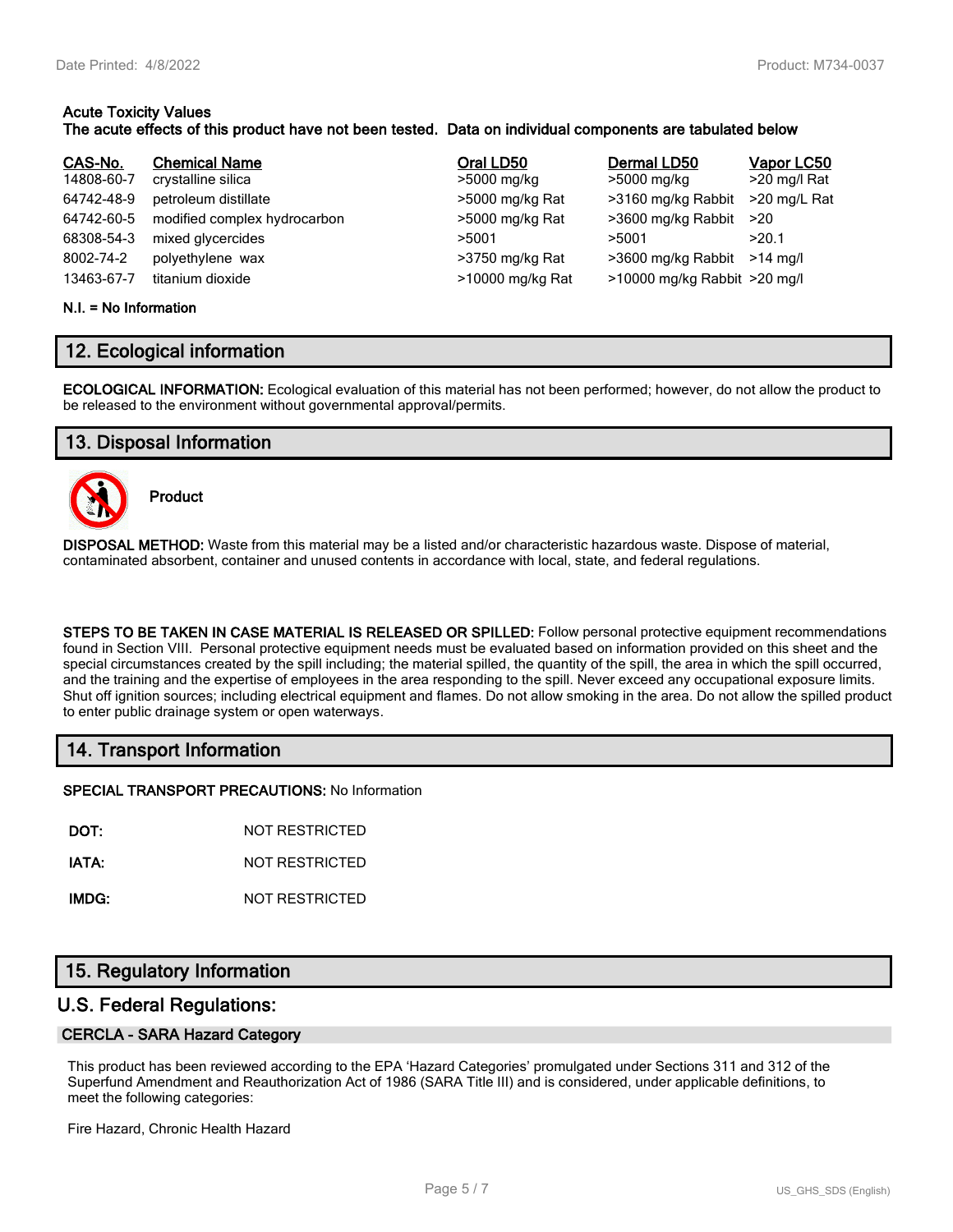**Acute Toxicity Values**
**The acute effects of this product have not been tested. Data on individual components are tabulated below**

| CAS-No. | Chemical Name | Oral LD50 | Dermal LD50 | Vapor LC50 |
|---|---|---|---|---|
| 14808-60-7 | crystalline silica | >5000 mg/kg | >5000 mg/kg | >20 mg/l Rat |
| 64742-48-9 | petroleum distillate | >5000 mg/kg Rat | >3160 mg/kg Rabbit | >20 mg/L Rat |
| 64742-60-5 | modified complex hydrocarbon | >5000 mg/kg Rat | >3600 mg/kg Rabbit | >20 |
| 68308-54-3 | mixed glycercides | >5001 | >5001 | >20.1 |
| 8002-74-2 | polyethylene wax | >3750 mg/kg Rat | >3600 mg/kg Rabbit | >14 mg/l |
| 13463-67-7 | titanium dioxide | >10000 mg/kg Rat | >10000 mg/kg Rabbit | >20 mg/l |

**N.I. = No Information**

## 12. Ecological information

**ECOLOGICAL INFORMATION:** Ecological evaluation of this material has not been performed; however, do not allow the product to be released to the environment without governmental approval/permits.

## 13. Disposal Information

**Product**

**DISPOSAL METHOD:** Waste from this material may be a listed and/or characteristic hazardous waste. Dispose of material, contaminated absorbent, container and unused contents in accordance with local, state, and federal regulations.

**STEPS TO BE TAKEN IN CASE MATERIAL IS RELEASED OR SPILLED:** Follow personal protective equipment recommendations found in Section VIII. Personal protective equipment needs must be evaluated based on information provided on this sheet and the special circumstances created by the spill including; the material spilled, the quantity of the spill, the area in which the spill occurred, and the training and the expertise of employees in the area responding to the spill. Never exceed any occupational exposure limits. Shut off ignition sources; including electrical equipment and flames. Do not allow smoking in the area. Do not allow the spilled product to enter public drainage system or open waterways.

## 14. Transport Information

**SPECIAL TRANSPORT PRECAUTIONS:** No Information

**DOT:** NOT RESTRICTED

**IATA:** NOT RESTRICTED

**IMDG:** NOT RESTRICTED

## 15. Regulatory Information

### U.S. Federal Regulations:

#### CERCLA - SARA Hazard Category

This product has been reviewed according to the EPA 'Hazard Categories' promulgated under Sections 311 and 312 of the Superfund Amendment and Reauthorization Act of 1986 (SARA Title III) and is considered, under applicable definitions, to meet the following categories:

Fire Hazard, Chronic Health Hazard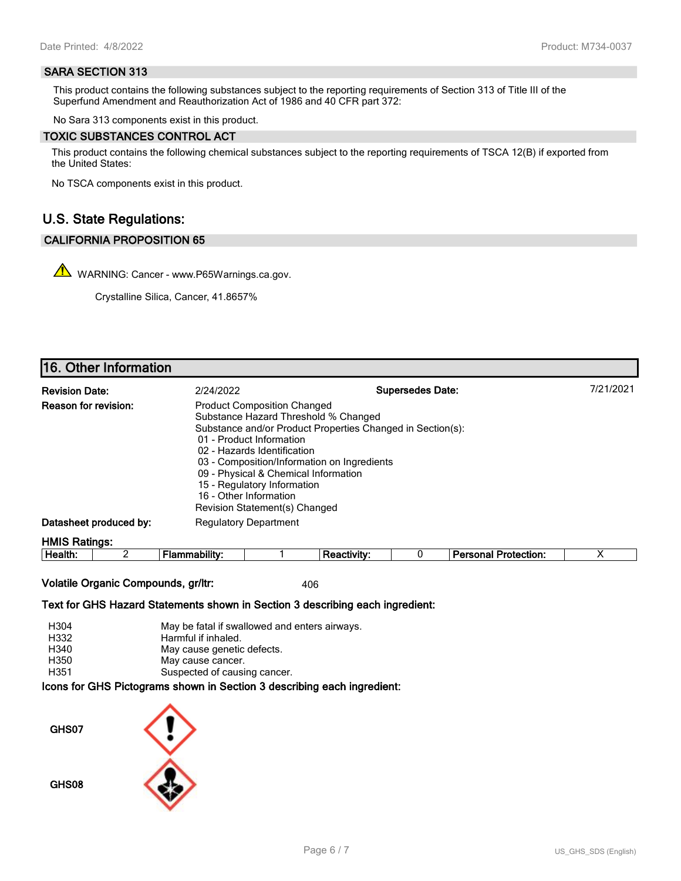### SARA SECTION 313

This product contains the following substances subject to the reporting requirements of Section 313 of Title III of the Superfund Amendment and Reauthorization Act of 1986 and 40 CFR part 372:

No Sara 313 components exist in this product.

### TOXIC SUBSTANCES CONTROL ACT

This product contains the following chemical substances subject to the reporting requirements of TSCA 12(B) if exported from the United States:

No TSCA components exist in this product.

## U.S. State Regulations:

### CALIFORNIA PROPOSITION 65

WARNING: Cancer - www.P65Warnings.ca.gov.

Crystalline Silica, Cancer, 41.8657%

## 16. Other Information

**Revision Date:** 2/24/2022 **Supersedes Date:** 7/21/2021

**Reason for revision:**
Product Composition Changed
Substance Hazard Threshold % Changed
Substance and/or Product Properties Changed in Section(s):
- 01 - Product Information
- 02 - Hazards Identification
- 03 - Composition/Information on Ingredients
- 09 - Physical & Chemical Information
- 15 - Regulatory Information
- 16 - Other Information

Revision Statement(s) Changed

**Datasheet produced by:** Regulatory Department

**HMIS Ratings:**

| Health: | 2 | Flammability: | 1 | Reactivity: | 0 | Personal Protection: | X |
|---|---|---|---|---|---|---|---|

**Volatile Organic Compounds, gr/ltr:** 406

**Text for GHS Hazard Statements shown in Section 3 describing each ingredient:**

| | |
|---|---|
| H304 | May be fatal if swallowed and enters airways. |
| H332 | Harmful if inhaled. |
| H340 | May cause genetic defects. |
| H350 | May cause cancer. |
| H351 | Suspected of causing cancer. |

**Icons for GHS Pictograms shown in Section 3 describing each ingredient:**

GHS07

GHS08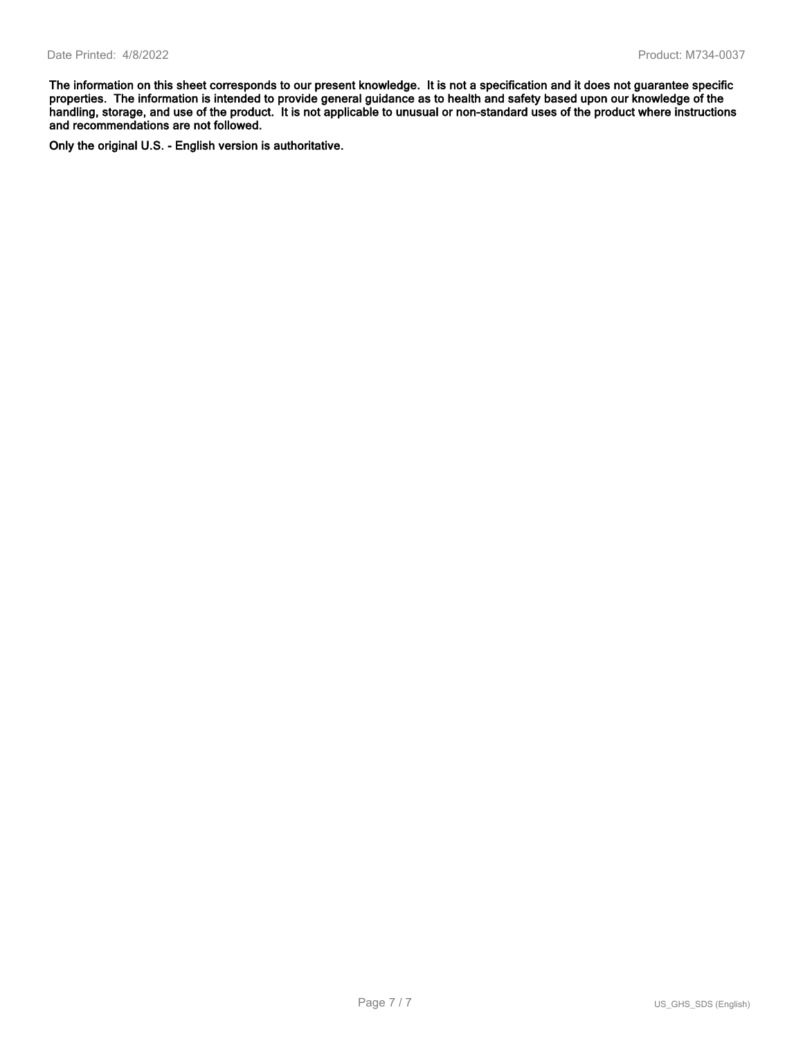**The information on this sheet corresponds to our present knowledge. It is not a specification and it does not guarantee specific properties. The information is intended to provide general guidance as to health and safety based upon our knowledge of the handling, storage, and use of the product. It is not applicable to unusual or non-standard uses of the product where instructions and recommendations are not followed.**

**Only the original U.S. - English version is authoritative.**